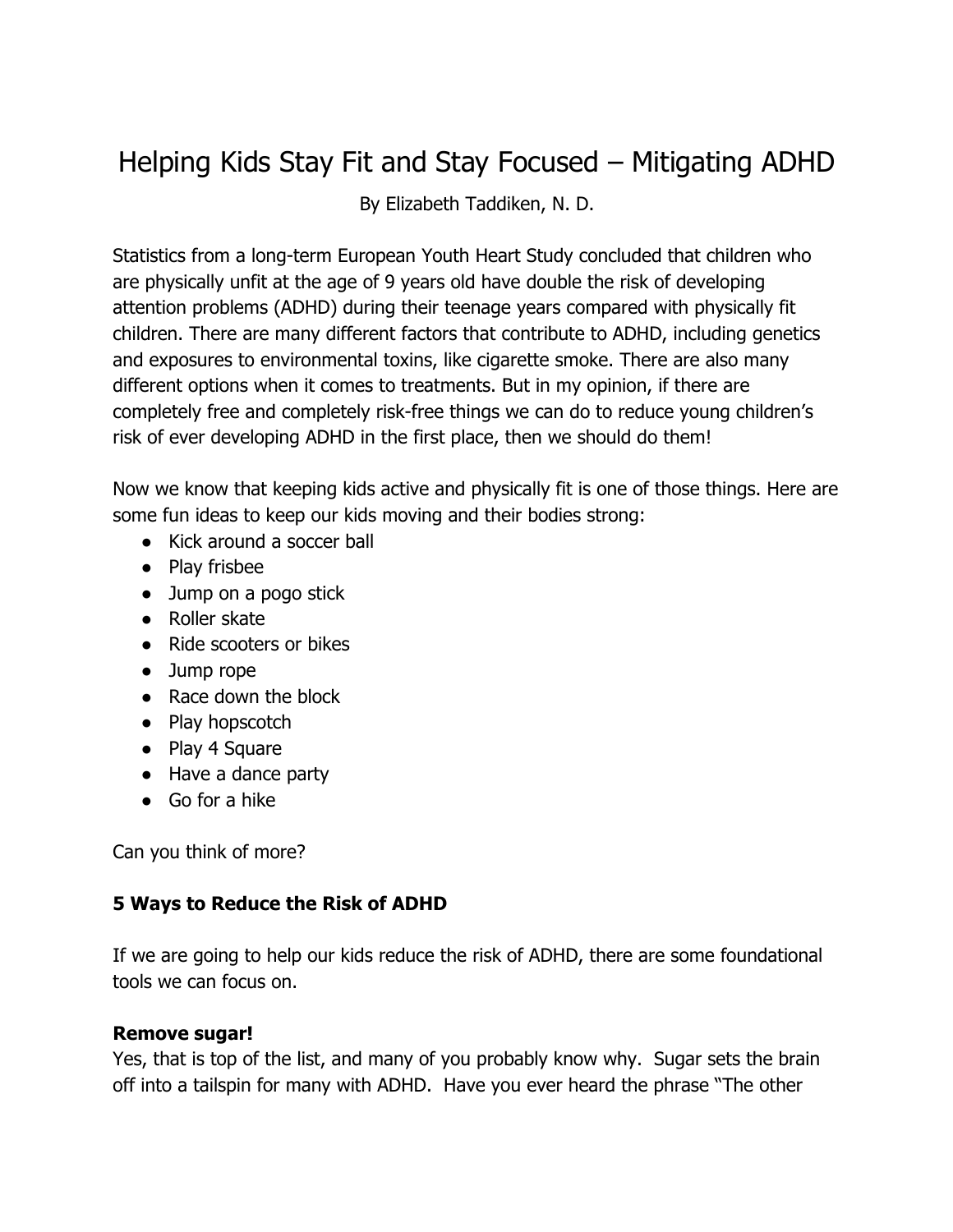# Helping Kids Stay Fit and Stay Focused – Mitigating ADHD

By Elizabeth Taddiken, N. D.

Statistics from a long-term European Youth Heart Study concluded that children who are physically unfit at the age of 9 years old have double the risk of developing attention problems (ADHD) during their teenage years compared with physically fit children. There are many different factors that contribute to ADHD, including genetics and exposures to environmental toxins, like cigarette smoke. There are also many different options when it comes to treatments. But in my opinion, if there are completely free and completely risk-free things we can do to reduce young children's risk of ever developing ADHD in the first place, then we should do them!

Now we know that keeping kids active and physically fit is one of those things. Here are some fun ideas to keep our kids moving and their bodies strong:

- Kick around a soccer ball
- Play frisbee
- Jump on a pogo stick
- Roller skate
- Ride scooters or bikes
- Jump rope
- Race down the block
- Play hopscotch
- Play 4 Square
- Have a dance party
- Go for a hike

Can you think of more?

## 5 Ways to Reduce the Risk of ADHD

If we are going to help our kids reduce the risk of ADHD, there are some foundational tools we can focus on.

**Remove sugar!**

Yes, that is top of the list, and many of you probably know why. Sugar sets the brain off into a tailspin for many with ADHD. Have you ever heard the phrase "The other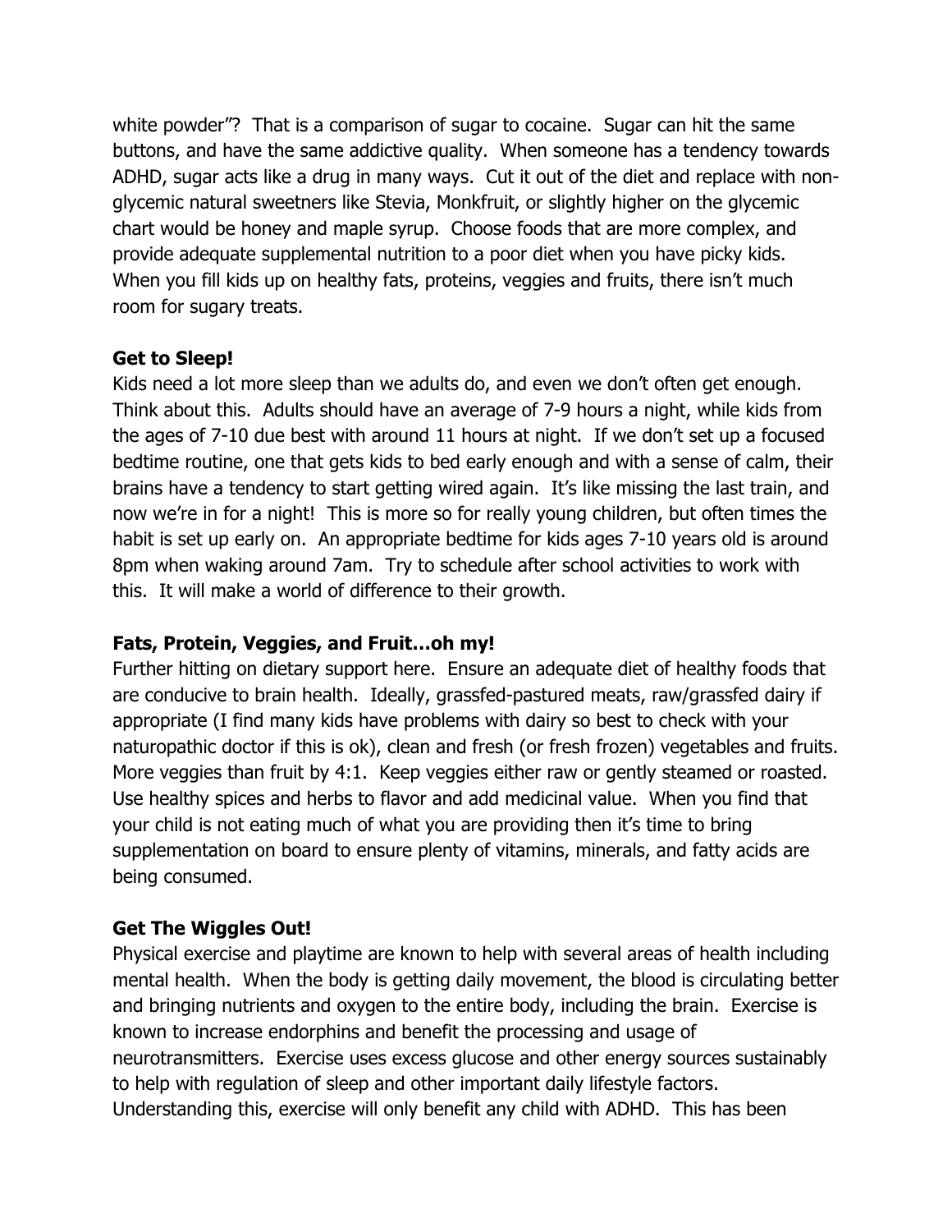white powder"? That is a comparison of sugar to cocaine. Sugar can hit the same buttons, and have the same addictive quality. When someone has a tendency towards ADHD, sugar acts like a drug in many ways. Cut it out of the diet and replace with non-glycemic natural sweetners like Stevia, Monkfruit, or slightly higher on the glycemic chart would be honey and maple syrup. Choose foods that are more complex, and provide adequate supplemental nutrition to a poor diet when you have picky kids. When you fill kids up on healthy fats, proteins, veggies and fruits, there isn't much room for sugary treats.

**Get to Sleep!**

Kids need a lot more sleep than we adults do, and even we don't often get enough. Think about this. Adults should have an average of 7-9 hours a night, while kids from the ages of 7-10 due best with around 11 hours at night. If we don't set up a focused bedtime routine, one that gets kids to bed early enough and with a sense of calm, their brains have a tendency to start getting wired again. It's like missing the last train, and now we're in for a night! This is more so for really young children, but often times the habit is set up early on. An appropriate bedtime for kids ages 7-10 years old is around 8pm when waking around 7am. Try to schedule after school activities to work with this. It will make a world of difference to their growth.

**Fats, Protein, Veggies, and Fruit…oh my!**

Further hitting on dietary support here. Ensure an adequate diet of healthy foods that are conducive to brain health. Ideally, grassfed-pastured meats, raw/grassfed dairy if appropriate (I find many kids have problems with dairy so best to check with your naturopathic doctor if this is ok), clean and fresh (or fresh frozen) vegetables and fruits. More veggies than fruit by 4:1. Keep veggies either raw or gently steamed or roasted. Use healthy spices and herbs to flavor and add medicinal value. When you find that your child is not eating much of what you are providing then it's time to bring supplementation on board to ensure plenty of vitamins, minerals, and fatty acids are being consumed.

**Get The Wiggles Out!**

Physical exercise and playtime are known to help with several areas of health including mental health. When the body is getting daily movement, the blood is circulating better and bringing nutrients and oxygen to the entire body, including the brain. Exercise is known to increase endorphins and benefit the processing and usage of neurotransmitters. Exercise uses excess glucose and other energy sources sustainably to help with regulation of sleep and other important daily lifestyle factors. Understanding this, exercise will only benefit any child with ADHD. This has been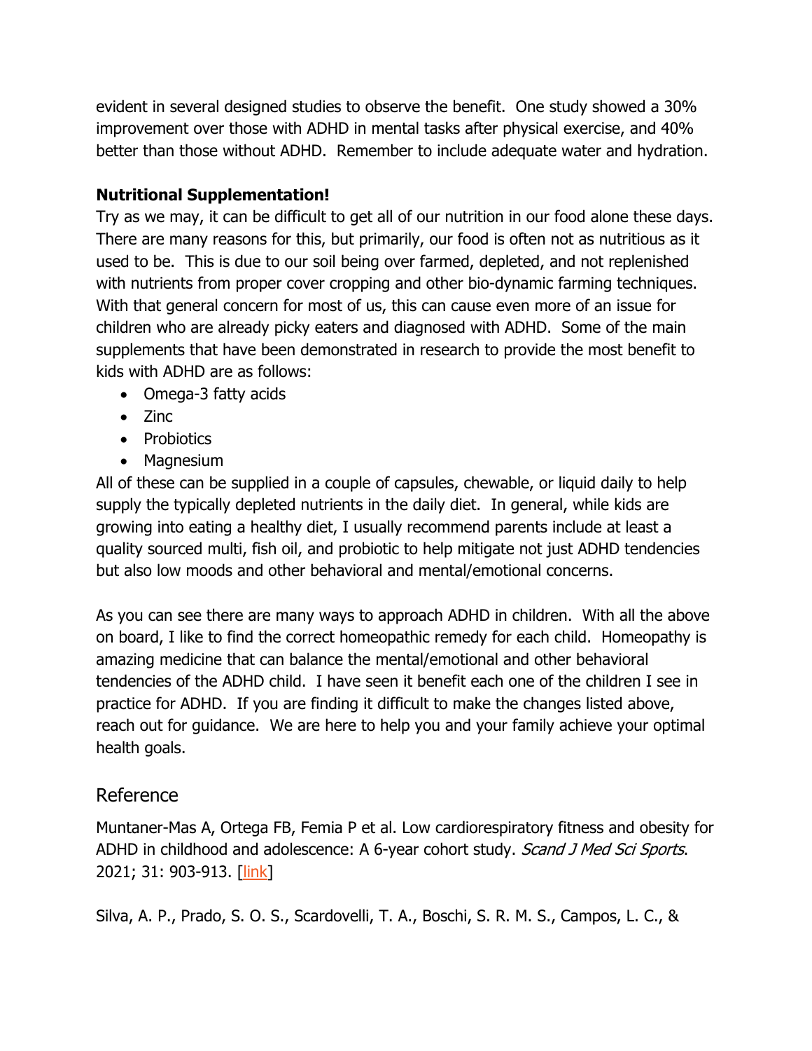evident in several designed studies to observe the benefit. One study showed a 30% improvement over those with ADHD in mental tasks after physical exercise, and 40% better than those without ADHD. Remember to include adequate water and hydration.

**Nutritional Supplementation!**

Try as we may, it can be difficult to get all of our nutrition in our food alone these days. There are many reasons for this, but primarily, our food is often not as nutritious as it used to be. This is due to our soil being over farmed, depleted, and not replenished with nutrients from proper cover cropping and other bio-dynamic farming techniques. With that general concern for most of us, this can cause even more of an issue for children who are already picky eaters and diagnosed with ADHD. Some of the main supplements that have been demonstrated in research to provide the most benefit to kids with ADHD are as follows:

- Omega-3 fatty acids
- Zinc
- Probiotics
- Magnesium

All of these can be supplied in a couple of capsules, chewable, or liquid daily to help supply the typically depleted nutrients in the daily diet. In general, while kids are growing into eating a healthy diet, I usually recommend parents include at least a quality sourced multi, fish oil, and probiotic to help mitigate not just ADHD tendencies but also low moods and other behavioral and mental/emotional concerns.

As you can see there are many ways to approach ADHD in children. With all the above on board, I like to find the correct homeopathic remedy for each child. Homeopathy is amazing medicine that can balance the mental/emotional and other behavioral tendencies of the ADHD child. I have seen it benefit each one of the children I see in practice for ADHD. If you are finding it difficult to make the changes listed above, reach out for guidance. We are here to help you and your family achieve your optimal health goals.

## Reference

Muntaner-Mas A, Ortega FB, Femia P et al. Low cardiorespiratory fitness and obesity for ADHD in childhood and adolescence: A 6-year cohort study. *Scand J Med Sci Sports*. 2021; 31: 903-913. [link]

Silva, A. P., Prado, S. O. S., Scardovelli, T. A., Boschi, S. R. M. S., Campos, L. C., &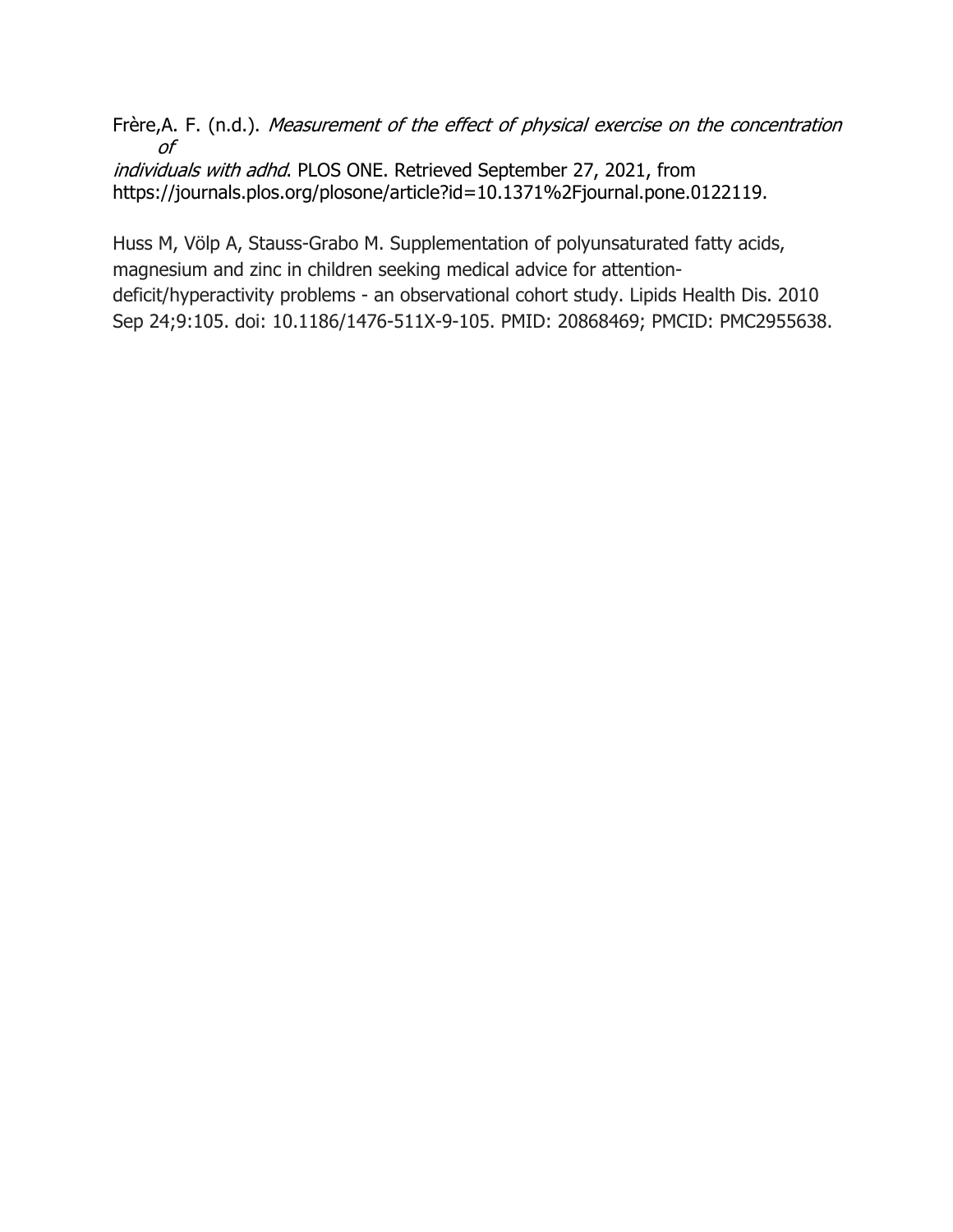Frère,A. F. (n.d.). *Measurement of the effect of physical exercise on the concentration of individuals with adhd*. PLOS ONE. Retrieved September 27, 2021, from https://journals.plos.org/plosone/article?id=10.1371%2Fjournal.pone.0122119.

Huss M, Völp A, Stauss-Grabo M. Supplementation of polyunsaturated fatty acids, magnesium and zinc in children seeking medical advice for attention-deficit/hyperactivity problems - an observational cohort study. Lipids Health Dis. 2010 Sep 24;9:105. doi: 10.1186/1476-511X-9-105. PMID: 20868469; PMCID: PMC2955638.